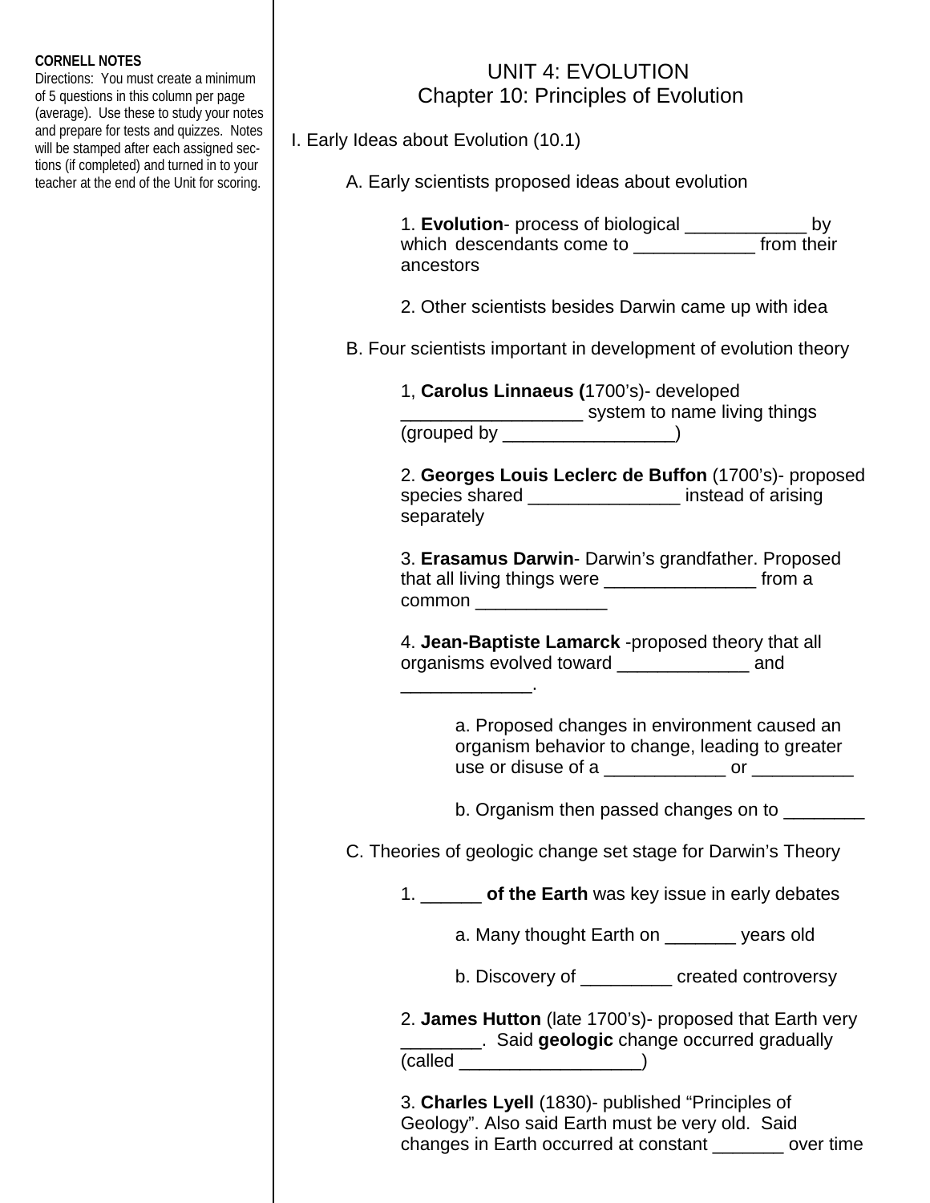**CORNELL NOTES**
Directions: You must create a minimum of 5 questions in this column per page (average). Use these to study your notes and prepare for tests and quizzes. Notes will be stamped after each assigned sections (if completed) and turned in to your teacher at the end of the Unit for scoring.

# UNIT 4: EVOLUTION
## Chapter 10: Principles of Evolution

I. Early Ideas about Evolution (10.1)

A. Early scientists proposed ideas about evolution

1. **Evolution**- process of biological ____________ by which descendants come to ____________ from their ancestors

2. Other scientists besides Darwin came up with idea

B. Four scientists important in development of evolution theory

1, **Carolus Linnaeus (**1700's)- developed __________________ system to name living things (grouped by _________________)

2. **Georges Louis Leclerc de Buffon** (1700's)- proposed species shared _______________ instead of arising separately

3. **Erasamus Darwin**- Darwin's grandfather. Proposed that all living things were _______________ from a common _____________

4. **Jean-Baptiste Lamarck** -proposed theory that all organisms evolved toward _____________ and _____________.

a. Proposed changes in environment caused an organism behavior to change, leading to greater use or disuse of a ____________ or __________

b. Organism then passed changes on to ________

C. Theories of geologic change set stage for Darwin's Theory

1. ______ **of the Earth** was key issue in early debates

a. Many thought Earth on _______ years old

b. Discovery of _________ created controversy

2. **James Hutton** (late 1700's)- proposed that Earth very ________. Said **geologic** change occurred gradually (called __________________)

3. **Charles Lyell** (1830)- published "Principles of Geology". Also said Earth must be very old. Said changes in Earth occurred at constant _______ over time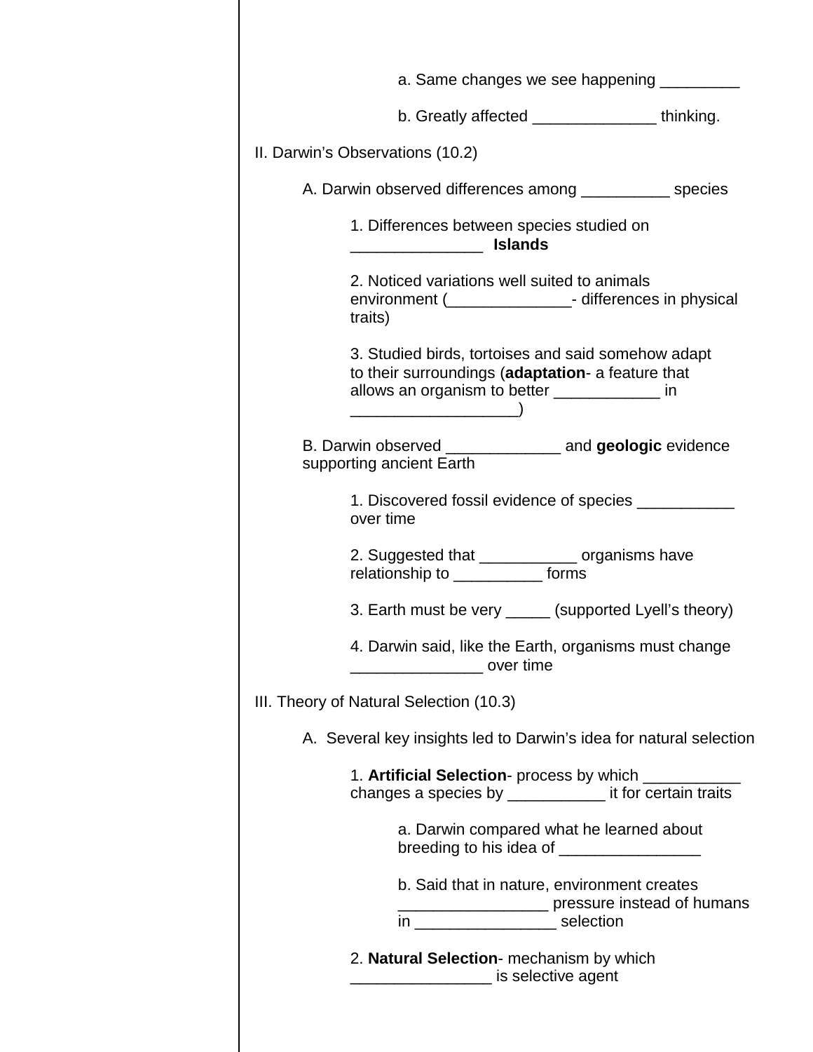a. Same changes we see happening _________

b. Greatly affected ______________ thinking.

II. Darwin's Observations (10.2)

A. Darwin observed differences among __________ species

1. Differences between species studied on _______________ **Islands**

2. Noticed variations well suited to animals environment (______________- differences in physical traits)

3. Studied birds, tortoises and said somehow adapt to their surroundings (**adaptation**- a feature that allows an organism to better ____________ in ___________________)

B. Darwin observed _____________ and **geologic** evidence supporting ancient Earth

1. Discovered fossil evidence of species ___________ over time

2. Suggested that ___________ organisms have relationship to __________ forms

3. Earth must be very _____ (supported Lyell's theory)

4. Darwin said, like the Earth, organisms must change _______________ over time

III. Theory of Natural Selection (10.3)

A. Several key insights led to Darwin's idea for natural selection

1. **Artificial Selection**- process by which ___________ changes a species by ___________ it for certain traits

a. Darwin compared what he learned about breeding to his idea of ________________

b. Said that in nature, environment creates _________________ pressure instead of humans in ________________ selection

2. **Natural Selection**- mechanism by which ________________ is selective agent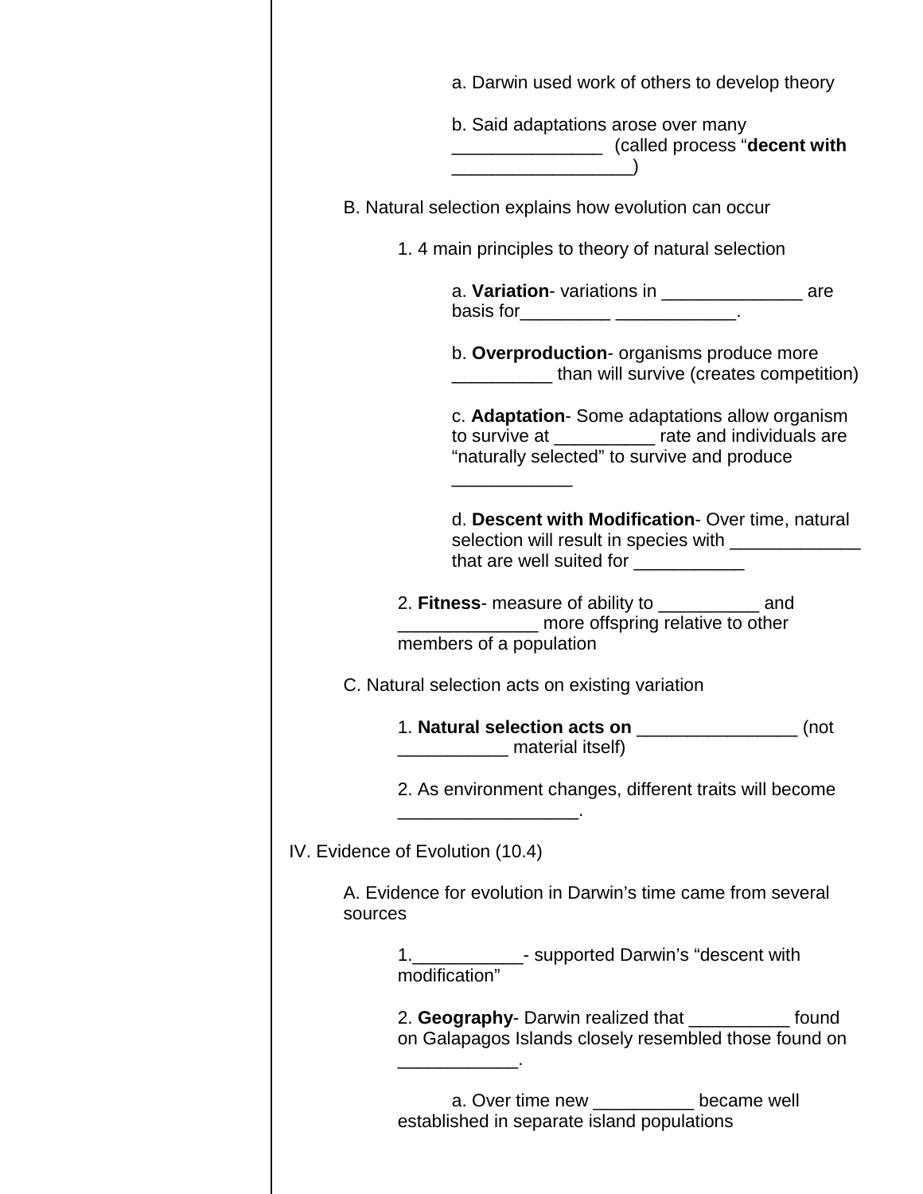a. Darwin used work of others to develop theory

b. Said adaptations arose over many _______________ (called process "**decent with** __________________)

B. Natural selection explains how evolution can occur

1. 4 main principles to theory of natural selection

a. **Variation**- variations in ______________ are basis for_________ ____________.

b. **Overproduction**- organisms produce more __________ than will survive (creates competition)

c. **Adaptation**- Some adaptations allow organism to survive at __________ rate and individuals are "naturally selected" to survive and produce ____________

d. **Descent with Modification**- Over time, natural selection will result in species with _____________ that are well suited for ___________

2. **Fitness**- measure of ability to __________ and ______________ more offspring relative to other members of a population

C. Natural selection acts on existing variation

1. **Natural selection acts on** ________________ (not ___________ material itself)

2. As environment changes, different traits will become __________________.

IV. Evidence of Evolution (10.4)

A. Evidence for evolution in Darwin's time came from several sources

1.___________- supported Darwin's "descent with modification"

2. **Geography**- Darwin realized that __________ found on Galapagos Islands closely resembled those found on ____________.

a. Over time new __________ became well established in separate island populations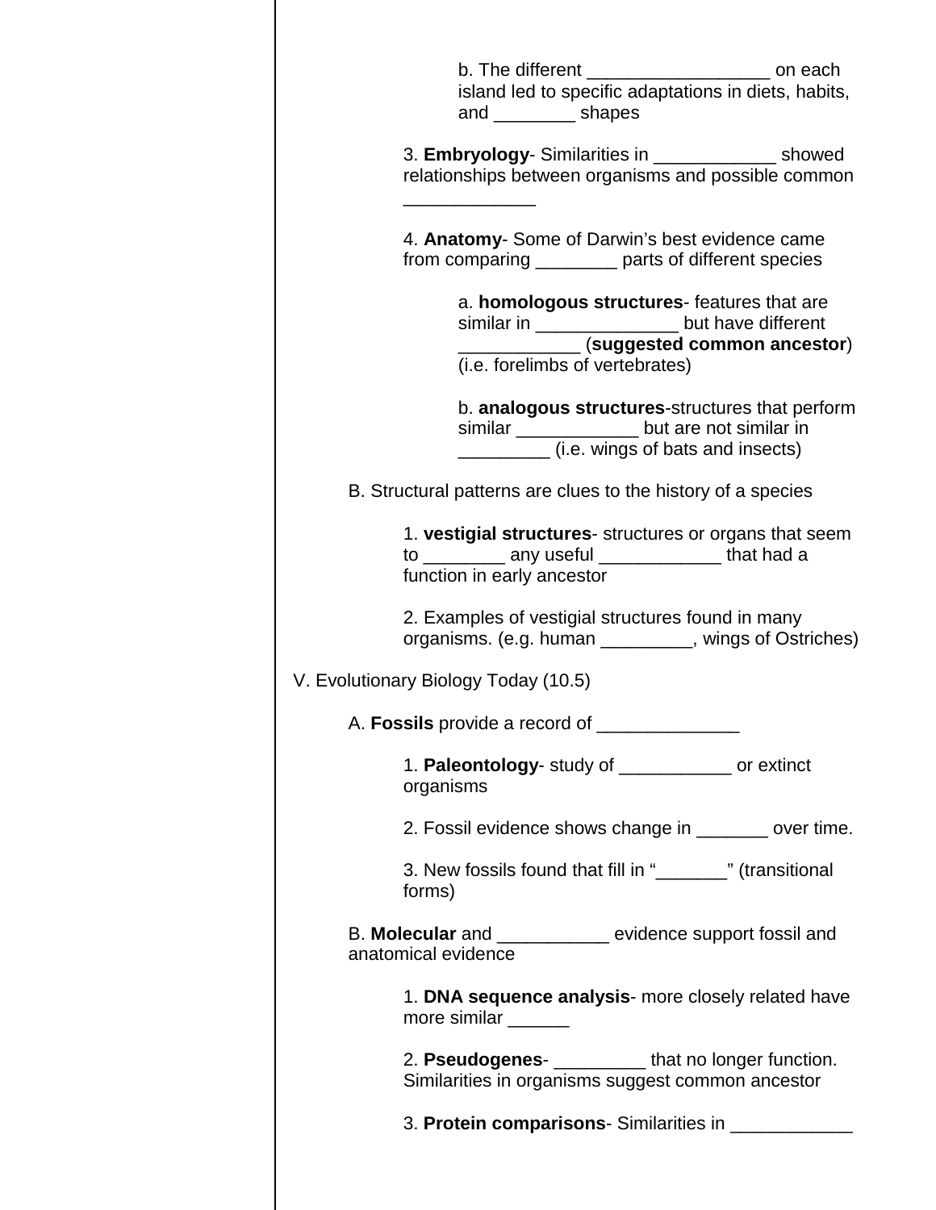b. The different __________________ on each island led to specific adaptations in diets, habits, and ________ shapes

3. **Embryology**- Similarities in ____________ showed relationships between organisms and possible common _____________

4. **Anatomy**- Some of Darwin's best evidence came from comparing ________ parts of different species

a. **homologous structures**- features that are similar in ______________ but have different ____________ (**suggested common ancestor**) (i.e. forelimbs of vertebrates)

b. **analogous structures**-structures that perform similar ____________ but are not similar in _________ (i.e. wings of bats and insects)

B. Structural patterns are clues to the history of a species

1. **vestigial structures**- structures or organs that seem to ________ any useful ____________ that had a function in early ancestor

2. Examples of vestigial structures found in many organisms. (e.g. human _________, wings of Ostriches)

V. Evolutionary Biology Today (10.5)

A. **Fossils** provide a record of ______________

1. **Paleontology**- study of ___________ or extinct organisms

2. Fossil evidence shows change in _______ over time.

3. New fossils found that fill in "_______" (transitional forms)

B. **Molecular** and ___________ evidence support fossil and anatomical evidence

1. **DNA sequence analysis**- more closely related have more similar ______

2. **Pseudogenes**- _________ that no longer function. Similarities in organisms suggest common ancestor

3. **Protein comparisons**- Similarities in ____________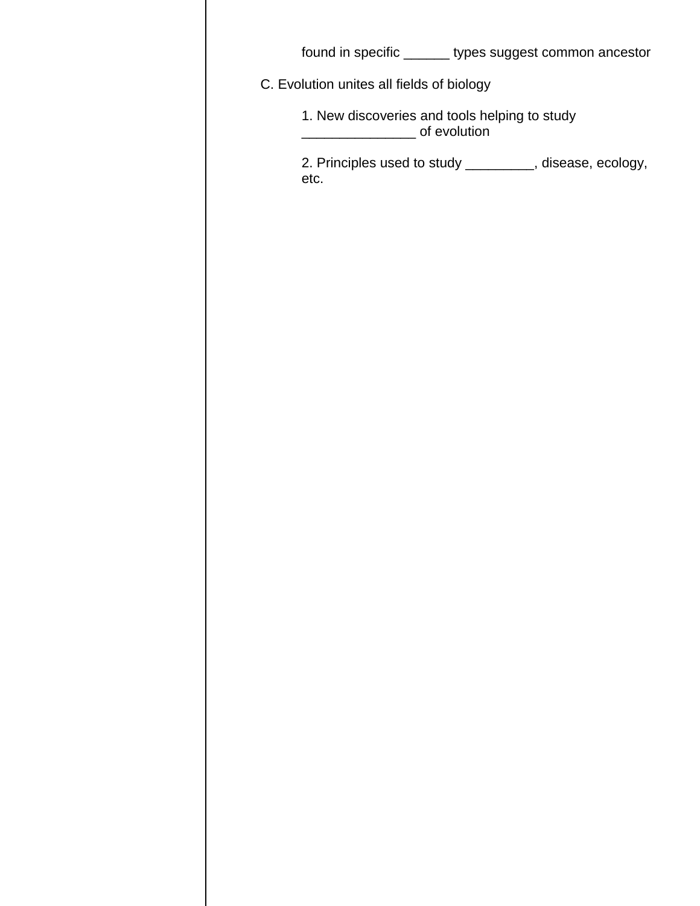found in specific ______ types suggest common ancestor

C. Evolution unites all fields of biology

1. New discoveries and tools helping to study _______________ of evolution

2. Principles used to study _________, disease, ecology, etc.